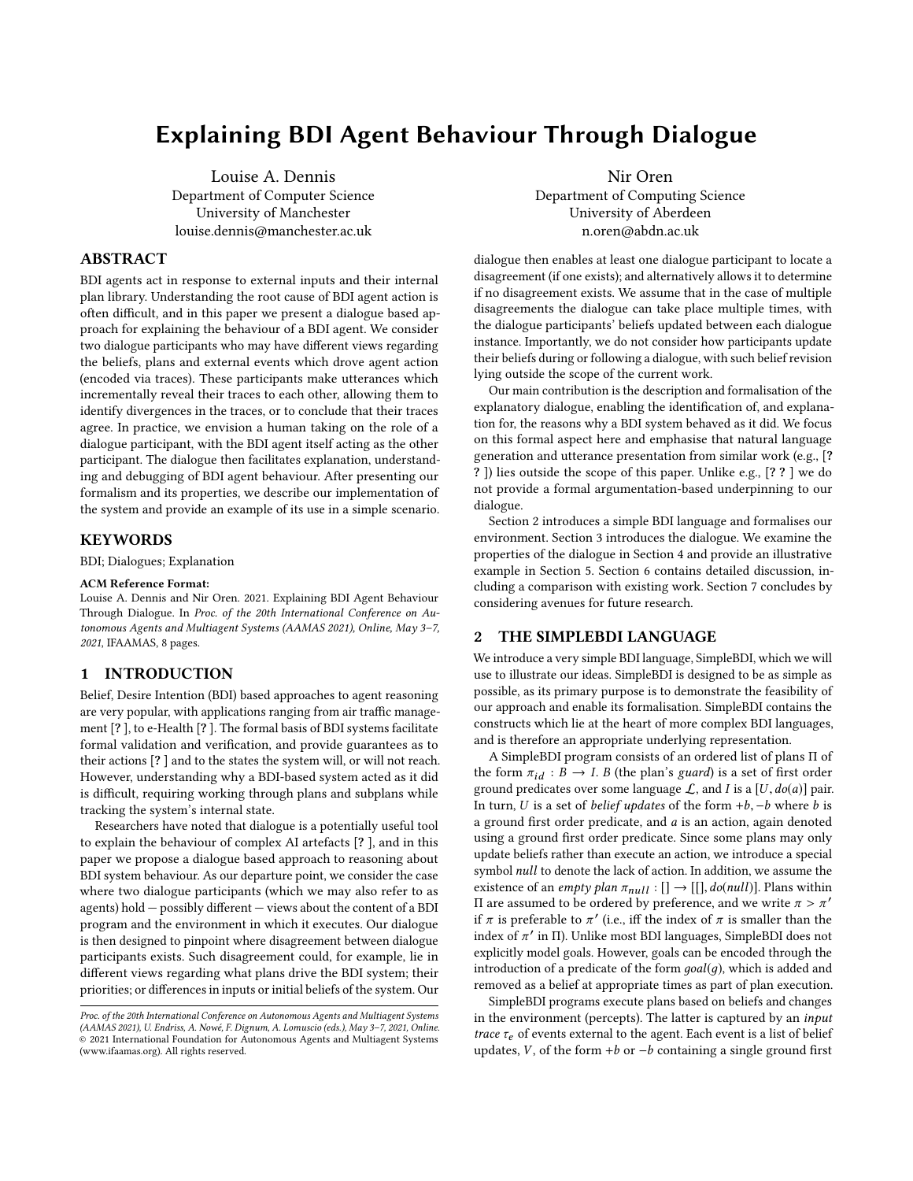# Explaining BDI Agent Behaviour Through Dialogue

Louise A. Dennis
Department of Computer Science
University of Manchester
louise.dennis@manchester.ac.uk

Nir Oren
Department of Computing Science
University of Aberdeen
n.oren@abdn.ac.uk

## ABSTRACT

BDI agents act in response to external inputs and their internal plan library. Understanding the root cause of BDI agent action is often difficult, and in this paper we present a dialogue based approach for explaining the behaviour of a BDI agent. We consider two dialogue participants who may have different views regarding the beliefs, plans and external events which drove agent action (encoded via traces). These participants make utterances which incrementally reveal their traces to each other, allowing them to identify divergences in the traces, or to conclude that their traces agree. In practice, we envision a human taking on the role of a dialogue participant, with the BDI agent itself acting as the other participant. The dialogue then facilitates explanation, understanding and debugging of BDI agent behaviour. After presenting our formalism and its properties, we describe our implementation of the system and provide an example of its use in a simple scenario.

## KEYWORDS

BDI; Dialogues; Explanation

**ACM Reference Format:**
Louise A. Dennis and Nir Oren. 2021. Explaining BDI Agent Behaviour Through Dialogue. In *Proc. of the 20th International Conference on Autonomous Agents and Multiagent Systems (AAMAS 2021), Online, May 3–7, 2021*, IFAAMAS, 8 pages.

## 1 INTRODUCTION

Belief, Desire Intention (BDI) based approaches to agent reasoning are very popular, with applications ranging from air traffic management [?], to e-Health [?]. The formal basis of BDI systems facilitate formal validation and verification, and provide guarantees as to their actions [?] and to the states the system will, or will not reach. However, understanding why a BDI-based system acted as it did is difficult, requiring working through plans and subplans while tracking the system's internal state.

Researchers have noted that dialogue is a potentially useful tool to explain the behaviour of complex AI artefacts [?], and in this paper we propose a dialogue based approach to reasoning about BDI system behaviour. As our departure point, we consider the case where two dialogue participants (which we may also refer to as agents) hold — possibly different — views about the content of a BDI program and the environment in which it executes. Our dialogue is then designed to pinpoint where disagreement between dialogue participants exists. Such disagreement could, for example, lie in different views regarding what plans drive the BDI system; their priorities; or differences in inputs or initial beliefs of the system. Our dialogue then enables at least one dialogue participant to locate a disagreement (if one exists); and alternatively allows it to determine if no disagreement exists. We assume that in the case of multiple disagreements the dialogue can take place multiple times, with the dialogue participants' beliefs updated between each dialogue instance. Importantly, we do not consider how participants update their beliefs during or following a dialogue, with such belief revision lying outside the scope of the current work.

*Proc. of the 20th International Conference on Autonomous Agents and Multiagent Systems (AAMAS 2021), U. Endriss, A. Nowé, F. Dignum, A. Lomuscio (eds.), May 3–7, 2021, Online.* © 2021 International Foundation for Autonomous Agents and Multiagent Systems (www.ifaamas.org). All rights reserved.

Our main contribution is the description and formalisation of the explanatory dialogue, enabling the identification of, and explanation for, the reasons why a BDI system behaved as it did. We focus on this formal aspect here and emphasise that natural language generation and utterance presentation from similar work (e.g., [? ? ]) lies outside the scope of this paper. Unlike e.g., [? ? ] we do not provide a formal argumentation-based underpinning to our dialogue.

Section 2 introduces a simple BDI language and formalises our environment. Section 3 introduces the dialogue. We examine the properties of the dialogue in Section 4 and provide an illustrative example in Section 5. Section 6 contains detailed discussion, including a comparison with existing work. Section 7 concludes by considering avenues for future research.

## 2 THE SIMPLEBDI LANGUAGE

We introduce a very simple BDI language, SimpleBDI, which we will use to illustrate our ideas. SimpleBDI is designed to be as simple as possible, as its primary purpose is to demonstrate the feasibility of our approach and enable its formalisation. SimpleBDI contains the constructs which lie at the heart of more complex BDI languages, and is therefore an appropriate underlying representation.

A SimpleBDI program consists of an ordered list of plans $\Pi$ of the form $\pi_{id} : B \to I$. $B$ (the plan's *guard*) is a set of first order ground predicates over some language $\mathcal{L}$, and $I$ is a $[U, do(a)]$ pair. In turn, $U$ is a set of *belief updates* of the form $+b, -b$ where $b$ is a ground first order predicate, and $a$ is an action, again denoted using a ground first order predicate. Since some plans may only update beliefs rather than execute an action, we introduce a special symbol *null* to denote the lack of action. In addition, we assume the existence of an *empty plan* $\pi_{null} : [] \to [[], do(null)]$. Plans within $\Pi$ are assumed to be ordered by preference, and we write $\pi > \pi'$ if $\pi$ is preferable to $\pi'$ (i.e., iff the index of $\pi$ is smaller than the index of $\pi'$ in $\Pi$). Unlike most BDI languages, SimpleBDI does not explicitly model goals. However, goals can be encoded through the introduction of a predicate of the form $goal(g)$, which is added and removed as a belief at appropriate times as part of plan execution.

SimpleBDI programs execute plans based on beliefs and changes in the environment (percepts). The latter is captured by an *input trace* $\tau_e$ of events external to the agent. Each event is a list of belief updates, $V$, of the form $+b$ or $-b$ containing a single ground first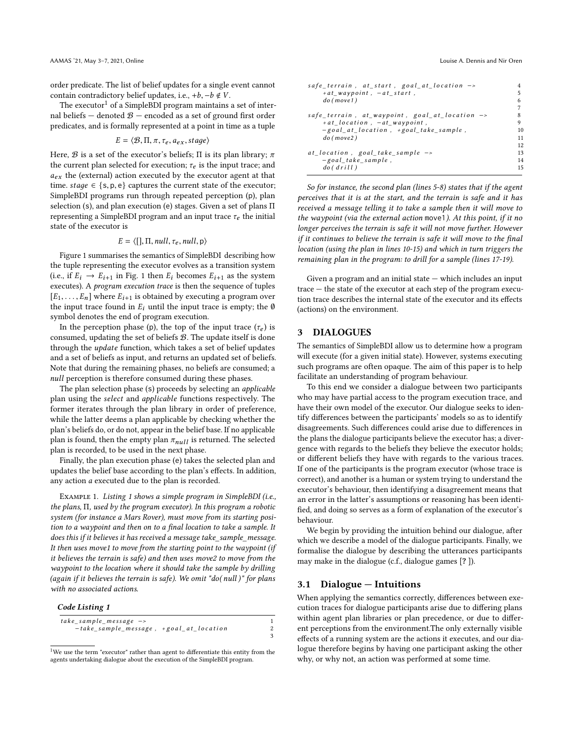order predicate. The list of belief updates for a single event cannot contain contradictory belief updates, i.e., $+b, -b \notin V$.

The executor[1] of a SimpleBDI program maintains a set of internal beliefs — denoted $\mathcal{B}$ — encoded as a set of ground first order predicates, and is formally represented at a point in time as a tuple

$$E = \langle \mathcal{B}, \Pi, \pi, \tau_e, a_{ex}, stage \rangle$$

Here, $\mathcal{B}$ is a set of the executor's beliefs; $\Pi$ is its plan library; $\pi$ the current plan selected for execution; $\tau_e$ is the input trace; and $a_{ex}$ the (external) action executed by the executor agent at that time. $stage \in \{\mathsf{s}, \mathsf{p}, \mathsf{e}\}$ captures the current state of the executor; SimpleBDI programs run through repeated perception (p), plan selection (s), and plan execution (e) stages. Given a set of plans $\Pi$ representing a SimpleBDI program and an input trace $\tau_e$ the initial state of the executor is

$$E = \langle [], \Pi, null, \tau_e, null, \mathsf{p} \rangle$$

Figure 1 summarises the semantics of SimpleBDI describing how the tuple representing the executor evolves as a transition system (i.e., if $E_i \rightarrow E_{i+1}$ in Fig. 1 then $E_i$ becomes $E_{i+1}$ as the system executes). A *program execution trace* is then the sequence of tuples $[E_1, \ldots, E_n]$ where $E_{i+1}$ is obtained by executing a program over the input trace found in $E_i$ until the input trace is empty; the $\emptyset$ symbol denotes the end of program execution.

In the perception phase (p), the top of the input trace ($\tau_e$) is consumed, updating the set of beliefs $\mathcal{B}$. The update itself is done through the *update* function, which takes a set of belief updates and a set of beliefs as input, and returns an updated set of beliefs. Note that during the remaining phases, no beliefs are consumed; a *null* perception is therefore consumed during these phases.

The plan selection phase (s) proceeds by selecting an *applicable* plan using the *select* and *applicable* functions respectively. The former iterates through the plan library in order of preference, while the latter deems a plan applicable by checking whether the plan's beliefs do, or do not, appear in the belief base. If no applicable plan is found, then the empty plan $\pi_{null}$ is returned. The selected plan is recorded, to be used in the next phase.

Finally, the plan execution phase (e) takes the selected plan and updates the belief base according to the plan's effects. In addition, any action $a$ executed due to the plan is recorded.

Example 1. *Listing 1 shows a simple program in SimpleBDI (i.e., the plans, $\Pi$, used by the program executor). In this program a robotic system (for instance a Mars Rover), must move from its starting position to a waypoint and then on to a final location to take a sample. It does this if it believes it has received a message take_sample_message. It then uses move1 to move from the starting point to the waypoint (if it believes the terrain is safe) and then uses move2 to move from the waypoint to the location where it should take the sample by drilling (again if it believes the terrain is safe). We omit "do( null )" for plans with no associated actions.*

***Code Listing 1***

```
take_sample_message ->                                         1
    -take_sample_message , +goal_at_location                   2
                                                               3
safe_terrain , at_start , goal_at_location ->                  4
    +at_waypoint , -at_start ,                                 5
    do(move1)                                                  6
                                                               7
safe_terrain , at_waypoint , goal_at_location ->               8
    +at_location , -at_waypoint ,                              9
    -goal_at_location , +goal_take_sample ,                    10
    do(move2)                                                  11
                                                               12
at_location , goal_take_sample ->                              13
    -goal_take_sample ,                                        14
    do(drill)                                                  15
```

*So for instance, the second plan (lines 5-8) states that if the agent perceives that it is at the start, and the terrain is safe and it has received a message telling it to take a sample then it will move to the waypoint (via the external action* move1*). At this point, if it no longer perceives the terrain is safe it will not move further. However if it continues to believe the terrain is safe it will move to the final location (using the plan in lines 10-15) and which in turn triggers the remaining plan in the program: to drill for a sample (lines 17-19).*

Given a program and an initial state — which includes an input trace — the state of the executor at each step of the program execution trace describes the internal state of the executor and its effects (actions) on the environment.

## 3 DIALOGUES

The semantics of SimpleBDI allow us to determine how a program will execute (for a given initial state). However, systems executing such programs are often opaque. The aim of this paper is to help facilitate an understanding of program behaviour.

To this end we consider a dialogue between two participants who may have partial access to the program execution trace, and have their own model of the executor. Our dialogue seeks to identify differences between the participants' models so as to identify disagreements. Such differences could arise due to differences in the plans the dialogue participants believe the executor has; a divergence with regards to the beliefs they believe the executor holds; or different beliefs they have with regards to the various traces. If one of the participants is the program executor (whose trace is correct), and another is a human or system trying to understand the executor's behaviour, then identifying a disagreement means that an error in the latter's assumptions or reasoning has been identified, and doing so serves as a form of explanation of the executor's behaviour.

We begin by providing the intuition behind our dialogue, after which we describe a model of the dialogue participants. Finally, we formalise the dialogue by describing the utterances participants may make in the dialogue (c.f., dialogue games [? ]).

### 3.1 Dialogue — Intuitions

When applying the semantics correctly, differences between execution traces for dialogue participants arise due to differing plans within agent plan libraries or plan precedence, or due to different perceptions from the environment.The only externally visible effects of a running system are the actions it executes, and our dialogue therefore begins by having one participant asking the other why, or why not, an action was performed at some time.

[1] We use the term "executor" rather than agent to differentiate this entity from the agents undertaking dialogue about the execution of the SimpleBDI program.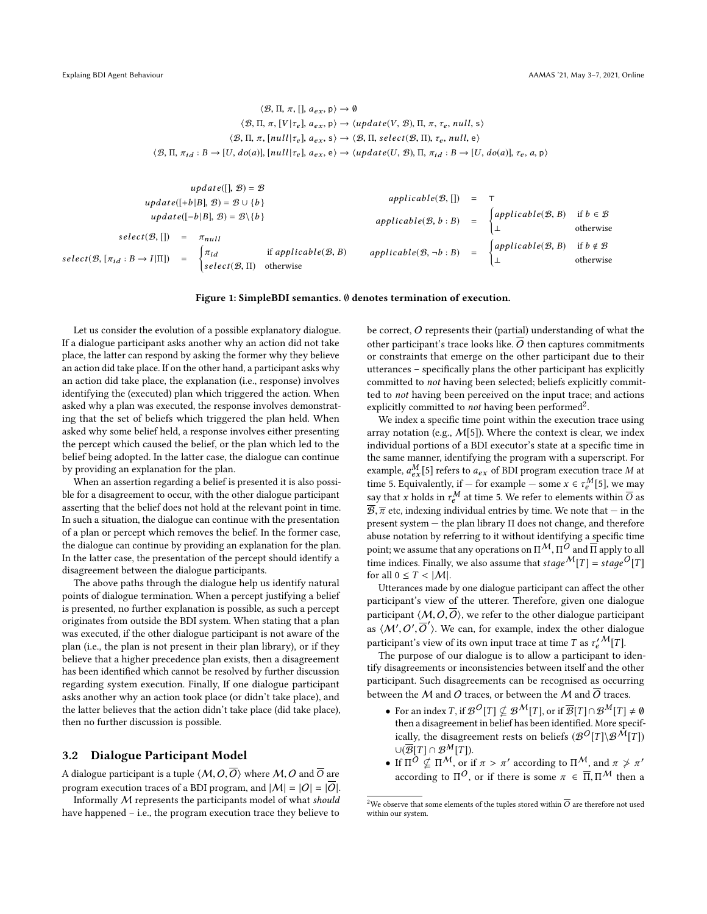$$\langle \mathcal{B}, \Pi, \pi, [], a_{ex}, \mathsf{p} \rangle \rightarrow \emptyset$$

$$\langle \mathcal{B}, \Pi, \pi, [V|\tau_e], a_{ex}, \mathsf{p} \rangle \rightarrow \langle update(V, \mathcal{B}), \Pi, \pi, \tau_e, null, \mathsf{s} \rangle$$

$$\langle \mathcal{B}, \Pi, \pi, [null|\tau_e], a_{ex}, \mathsf{s} \rangle \rightarrow \langle \mathcal{B}, \Pi, select(\mathcal{B}, \Pi), \tau_e, null, \mathsf{e} \rangle$$

$$\langle \mathcal{B}, \Pi, \pi_{id} : B \rightarrow [U, do(a)], [null|\tau_e], a_{ex}, \mathsf{e} \rangle \rightarrow \langle update(U, \mathcal{B}), \Pi, \pi_{id} : B \rightarrow [U, do(a)], \tau_e, a, \mathsf{p} \rangle$$

$$update([], \mathcal{B}) = \mathcal{B}$$
$$update([+b|B], \mathcal{B}) = \mathcal{B} \cup \{b\}$$
$$update([-b|B], \mathcal{B}) = \mathcal{B} \backslash \{b\}$$

$$select(\mathcal{B}, []) = \pi_{null}$$
$$select(\mathcal{B}, [\pi_{id} : B \rightarrow I|\Pi]) = \begin{cases} \pi_{id} & \text{if } applicable(\mathcal{B}, B) \\ select(\mathcal{B}, \Pi) & \text{otherwise} \end{cases}$$

$$applicable(\mathcal{B}, []) = \top$$
$$applicable(\mathcal{B}, b : B) = \begin{cases} applicable(\mathcal{B}, B) & \text{if } b \in \mathcal{B} \\ \bot & \text{otherwise} \end{cases}$$
$$applicable(\mathcal{B}, \neg b : B) = \begin{cases} applicable(\mathcal{B}, B) & \text{if } b \notin \mathcal{B} \\ \bot & \text{otherwise} \end{cases}$$

**Figure 1: SimpleBDI semantics. $\emptyset$ denotes termination of execution.**

Let us consider the evolution of a possible explanatory dialogue. If a dialogue participant asks another why an action did not take place, the latter can respond by asking the former why they believe an action did take place. If on the other hand, a participant asks why an action did take place, the explanation (i.e., response) involves identifying the (executed) plan which triggered the action. When asked why a plan was executed, the response involves demonstrating that the set of beliefs which triggered the plan held. When asked why some belief held, a response involves either presenting the percept which caused the belief, or the plan which led to the belief being adopted. In the latter case, the dialogue can continue by providing an explanation for the plan.

When an assertion regarding a belief is presented it is also possible for a disagreement to occur, with the other dialogue participant asserting that the belief does not hold at the relevant point in time. In such a situation, the dialogue can continue with the presentation of a plan or percept which removes the belief. In the former case, the dialogue can continue by providing an explanation for the plan. In the latter case, the presentation of the percept should identify a disagreement between the dialogue participants.

The above paths through the dialogue help us identify natural points of dialogue termination. When a percept justifying a belief is presented, no further explanation is possible, as such a percept originates from outside the BDI system. When stating that a plan was executed, if the other dialogue participant is not aware of the plan (i.e., the plan is not present in their plan library), or if they believe that a higher precedence plan exists, then a disagreement has been identified which cannot be resolved by further discussion regarding system execution. Finally, If one dialogue participant asks another why an action took place (or didn't take place), and the latter believes that the action didn't take place (did take place), then no further discussion is possible.

## 3.2 Dialogue Participant Model

A dialogue participant is a tuple $\langle \mathcal{M}, O, \overline{O} \rangle$ where $\mathcal{M}, O$ and $\overline{O}$ are program execution traces of a BDI program, and $|\mathcal{M}| = |O| = |\overline{O}|$.

Informally $\mathcal{M}$ represents the participants model of what *should* have happened – i.e., the program execution trace they believe to be correct, $O$ represents their (partial) understanding of what the other participant's trace looks like. $\overline{O}$ then captures commitments or constraints that emerge on the other participant due to their utterances – specifically plans the other participant has explicitly committed to *not* having been selected; beliefs explicitly committed to *not* having been perceived on the input trace; and actions explicitly committed to *not* having been performed[2].

We index a specific time point within the execution trace using array notation (e.g., $\mathcal{M}[5]$). Where the context is clear, we index individual portions of a BDI executor's state at a specific time in the same manner, identifying the program with a superscript. For example, $a^M_{ex}[5]$ refers to $a_{ex}$ of BDI program execution trace $M$ at time 5. Equivalently, if — for example — some $x \in \tau^M_e[5]$, we may say that $x$ holds in $\tau^M_e$ at time 5. We refer to elements within $\overline{O}$ as $\overline{\mathcal{B}}, \overline{\pi}$ etc, indexing individual entries by time. We note that — in the present system — the plan library $\Pi$ does not change, and therefore abuse notation by referring to it without identifying a specific time point; we assume that any operations on $\Pi^{\mathcal{M}}, \Pi^O$ and $\overline{\Pi}$ apply to all time indices. Finally, we also assume that $stage^{\mathcal{M}}[T] = stage^O[T]$ for all $0 \leq T < |\mathcal{M}|$.

Utterances made by one dialogue participant can affect the other participant's view of the utterer. Therefore, given one dialogue participant $\langle \mathcal{M}, O, \overline{O} \rangle$, we refer to the other dialogue participant as $\langle \mathcal{M}', O', \overline{O}' \rangle$. We can, for example, index the other dialogue participant's view of its own input trace at time $T$ as $\tau'^{\mathcal{M}}_e[T]$.

The purpose of our dialogue is to allow a participant to identify disagreements or inconsistencies between itself and the other participant. Such disagreements can be recognised as occurring between the $\mathcal{M}$ and $O$ traces, or between the $\mathcal{M}$ and $\overline{O}$ traces.

- For an index $T$, if $\mathcal{B}^O[T] \not\subseteq \mathcal{B}^{\mathcal{M}}[T]$, or if $\overline{\mathcal{B}}[T] \cap \mathcal{B}^{\mathcal{M}}[T] \neq \emptyset$ then a disagreement in belief has been identified. More specifically, the disagreement rests on beliefs $(\mathcal{B}^O[T] \backslash \mathcal{B}^{\mathcal{M}}[T]) \cup (\overline{\mathcal{B}}[T] \cap \mathcal{B}^{\mathcal{M}}[T])$.
- If $\Pi^O \not\subseteq \Pi^{\mathcal{M}}$, or if $\pi > \pi'$ according to $\Pi^{\mathcal{M}}$, and $\pi \not> \pi'$ according to $\Pi^O$, or if there is some $\pi \in \overline{\Pi}, \Pi^{\mathcal{M}}$ then a

[2] We observe that some elements of the tuples stored within $\overline{O}$ are therefore not used within our system.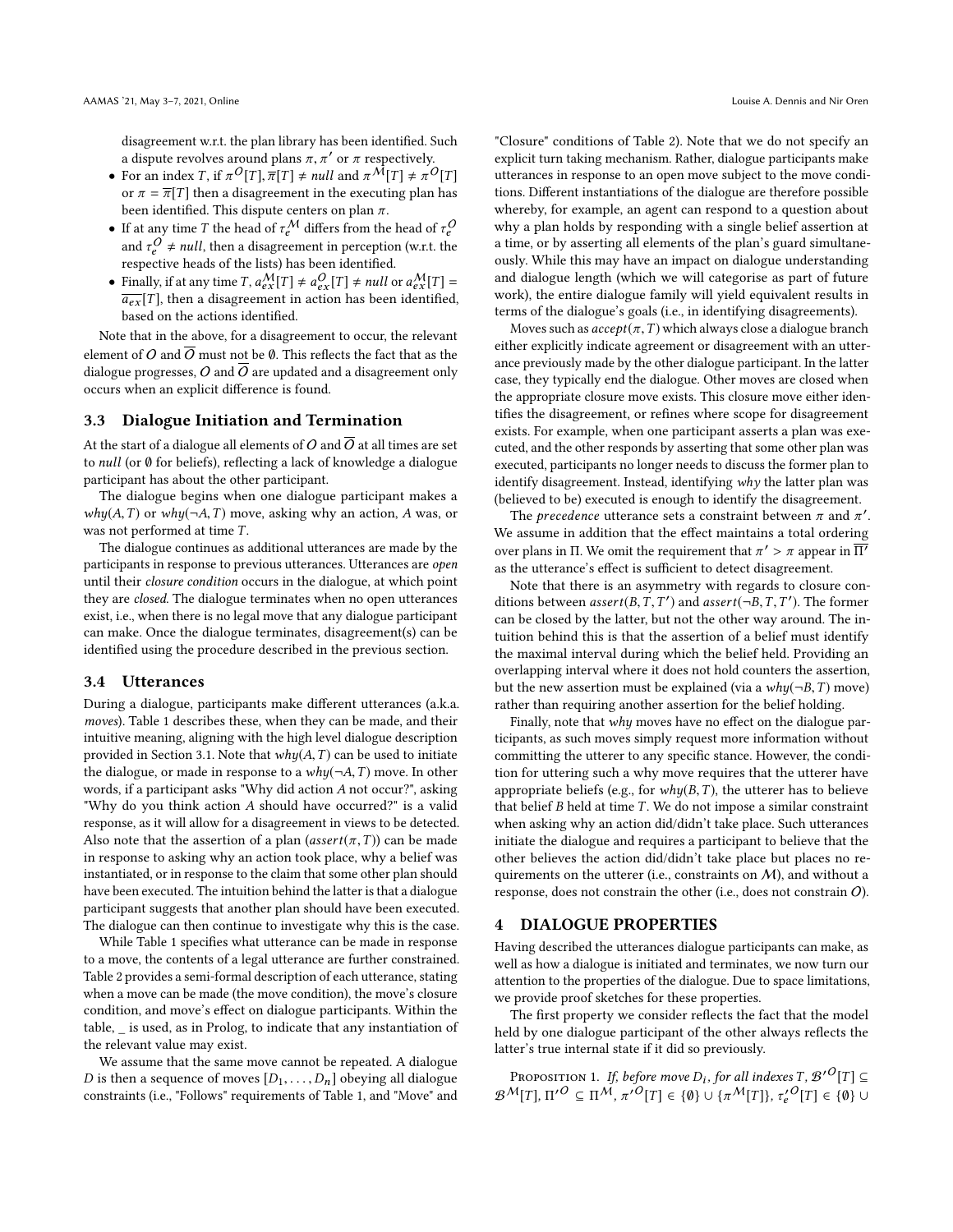disagreement w.r.t. the plan library has been identified. Such a dispute revolves around plans $\pi, \pi'$ or $\pi$ respectively.

- For an index $T$, if $\pi^{\mathcal{O}}[T], \overline{\pi}[T] \neq null$ and $\pi^{\mathcal{M}}[T] \neq \pi^{\mathcal{O}}[T]$ or $\pi = \overline{\pi}[T]$ then a disagreement in the executing plan has been identified. This dispute centers on plan $\pi$.
- If at any time $T$ the head of $\tau_e^{\mathcal{M}}$ differs from the head of $\tau_e^{\mathcal{O}}$ and $\tau_e^{\mathcal{O}} \neq null$, then a disagreement in perception (w.r.t. the respective heads of the lists) has been identified.
- Finally, if at any time $T$, $a_{ex}^{\mathcal{M}}[T] \neq a_{ex}^{\mathcal{O}}[T] \neq null$ or $a_{ex}^{\mathcal{M}}[T] = \overline{a_{ex}}[T]$, then a disagreement in action has been identified, based on the actions identified.

Note that in the above, for a disagreement to occur, the relevant element of $\mathcal{O}$ and $\overline{\mathcal{O}}$ must not be $\emptyset$. This reflects the fact that as the dialogue progresses, $\mathcal{O}$ and $\overline{\mathcal{O}}$ are updated and a disagreement only occurs when an explicit difference is found.

### 3.3 Dialogue Initiation and Termination

At the start of a dialogue all elements of $\mathcal{O}$ and $\overline{\mathcal{O}}$ at all times are set to *null* (or $\emptyset$ for beliefs), reflecting a lack of knowledge a dialogue participant has about the other participant.

The dialogue begins when one dialogue participant makes a $why(A, T)$ or $why(\neg A, T)$ move, asking why an action, $A$ was, or was not performed at time $T$.

The dialogue continues as additional utterances are made by the participants in response to previous utterances. Utterances are *open* until their *closure condition* occurs in the dialogue, at which point they are *closed*. The dialogue terminates when no open utterances exist, i.e., when there is no legal move that any dialogue participant can make. Once the dialogue terminates, disagreement(s) can be identified using the procedure described in the previous section.

### 3.4 Utterances

During a dialogue, participants make different utterances (a.k.a. *moves*). Table 1 describes these, when they can be made, and their intuitive meaning, aligning with the high level dialogue description provided in Section 3.1. Note that $why(A, T)$ can be used to initiate the dialogue, or made in response to a $why(\neg A, T)$ move. In other words, if a participant asks "Why did action $A$ not occur?", asking "Why do you think action $A$ should have occurred?" is a valid response, as it will allow for a disagreement in views to be detected. Also note that the assertion of a plan ($assert(\pi, T)$) can be made in response to asking why an action took place, why a belief was instantiated, or in response to the claim that some other plan should have been executed. The intuition behind the latter is that a dialogue participant suggests that another plan should have been executed. The dialogue can then continue to investigate why this is the case.

While Table 1 specifies what utterance can be made in response to a move, the contents of a legal utterance are further constrained. Table 2 provides a semi-formal description of each utterance, stating when a move can be made (the move condition), the move's closure condition, and move's effect on dialogue participants. Within the table, _ is used, as in Prolog, to indicate that any instantiation of the relevant value may exist.

We assume that the same move cannot be repeated. A dialogue $D$ is then a sequence of moves $[D_1, \ldots, D_n]$ obeying all dialogue constraints (i.e., "Follows" requirements of Table 1, and "Move" and "Closure" conditions of Table 2). Note that we do not specify an explicit turn taking mechanism. Rather, dialogue participants make utterances in response to an open move subject to the move conditions. Different instantiations of the dialogue are therefore possible whereby, for example, an agent can respond to a question about why a plan holds by responding with a single belief assertion at a time, or by asserting all elements of the plan's guard simultaneously. While this may have an impact on dialogue understanding and dialogue length (which we will categorise as part of future work), the entire dialogue family will yield equivalent results in terms of the dialogue's goals (i.e., in identifying disagreements).

Moves such as $accept(\pi, T)$ which always close a dialogue branch either explicitly indicate agreement or disagreement with an utterance previously made by the other dialogue participant. In the latter case, they typically end the dialogue. Other moves are closed when the appropriate closure move exists. This closure move either identifies the disagreement, or refines where scope for disagreement exists. For example, when one participant asserts a plan was executed, and the other responds by asserting that some other plan was executed, participants no longer needs to discuss the former plan to identify disagreement. Instead, identifying *why* the latter plan was (believed to be) executed is enough to identify the disagreement.

The *precedence* utterance sets a constraint between $\pi$ and $\pi'$. We assume in addition that the effect maintains a total ordering over plans in $\Pi$. We omit the requirement that $\pi' > \pi$ appear in $\overline{\Pi'}$ as the utterance's effect is sufficient to detect disagreement.

Note that there is an asymmetry with regards to closure conditions between $assert(B, T, T')$ and $assert(\neg B, T, T')$. The former can be closed by the latter, but not the other way around. The intuition behind this is that the assertion of a belief must identify the maximal interval during which the belief held. Providing an overlapping interval where it does not hold counters the assertion, but the new assertion must be explained (via a $why(\neg B, T)$ move) rather than requiring another assertion for the belief holding.

Finally, note that *why* moves have no effect on the dialogue participants, as such moves simply request more information without committing the utterer to any specific stance. However, the condition for uttering such a why move requires that the utterer have appropriate beliefs (e.g., for $why(B, T)$, the utterer has to believe that belief $B$ held at time $T$. We do not impose a similar constraint when asking why an action did/didn't take place. Such utterances initiate the dialogue and requires a participant to believe that the other believes the action did/didn't take place but places no requirements on the utterer (i.e., constraints on $\mathcal{M}$), and without a response, does not constrain the other (i.e., does not constrain $\mathcal{O}$).

## 4 DIALOGUE PROPERTIES

Having described the utterances dialogue participants can make, as well as how a dialogue is initiated and terminates, we now turn our attention to the properties of the dialogue. Due to space limitations, we provide proof sketches for these properties.

The first property we consider reflects the fact that the model held by one dialogue participant of the other always reflects the latter's true internal state if it did so previously.

Proposition 1. *If, before move $D_i$, for all indexes $T$, $\mathcal{B'}^{\mathcal{O}}[T] \subseteq \mathcal{B}^{\mathcal{M}}[T]$, $\Pi'^{\mathcal{O}} \subseteq \Pi^{\mathcal{M}}$, $\pi'^{\mathcal{O}}[T] \in \{\emptyset\} \cup \{\pi^{\mathcal{M}}[T]\}$, $\tau_e'^{\mathcal{O}}[T] \in \{\emptyset\} \cup$*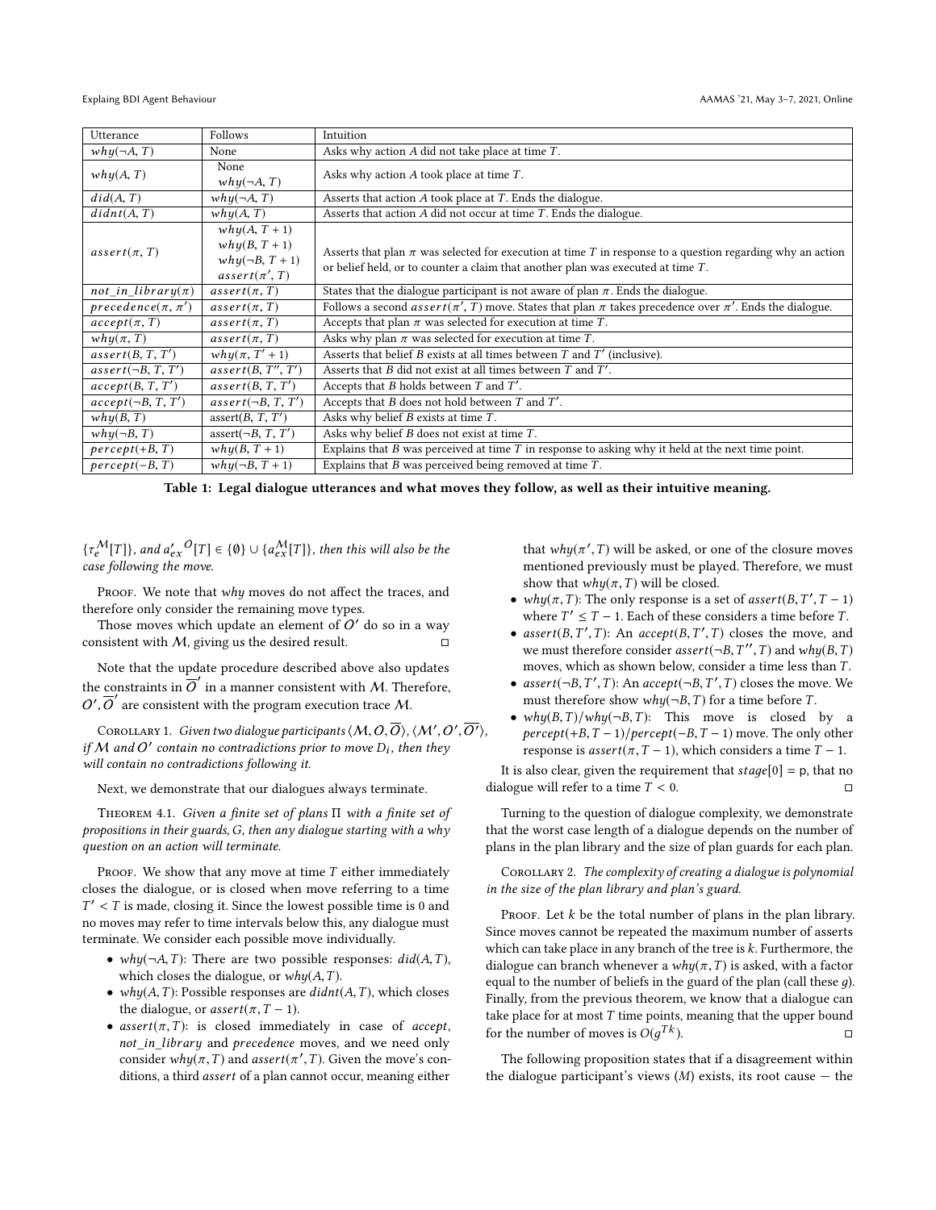| Utterance | Follows | Intuition |
|---|---|---|
| $why(\neg A, T)$ | None | Asks why action $A$ did not take place at time $T$. |
| $why(A, T)$ | None<br>$why(\neg A, T)$ | Asks why action $A$ took place at time $T$. |
| $did(A, T)$ | $why(\neg A, T)$ | Asserts that action $A$ took place at $T$. Ends the dialogue. |
| $didnt(A, T)$ | $why(A, T)$ | Asserts that action $A$ did not occur at time $T$. Ends the dialogue. |
| $assert(\pi, T)$ | $why(A, T+1)$<br>$why(B, T+1)$<br>$why(\neg B, T+1)$<br>$assert(\pi', T)$ | Asserts that plan $\pi$ was selected for execution at time $T$ in response to a question regarding why an action or belief held, or to counter a claim that another plan was executed at time $T$. |
| $not\_in\_library(\pi)$ | $assert(\pi, T)$ | States that the dialogue participant is not aware of plan $\pi$. Ends the dialogue. |
| $precedence(\pi, \pi')$ | $assert(\pi, T)$ | Follows a second $assert(\pi', T)$ move. States that plan $\pi$ takes precedence over $\pi'$. Ends the dialogue. |
| $accept(\pi, T)$ | $assert(\pi, T)$ | Accepts that plan $\pi$ was selected for execution at time $T$. |
| $why(\pi, T)$ | $assert(\pi, T)$ | Asks why plan $\pi$ was selected for execution at time $T$. |
| $assert(B, T, T')$ | $why(\pi, T'+1)$ | Asserts that belief $B$ exists at all times between $T$ and $T'$ (inclusive). |
| $assert(\neg B, T, T')$ | $assert(B, T'', T')$ | Asserts that $B$ did not exist at all times between $T$ and $T'$. |
| $accept(B, T, T')$ | $assert(B, T, T')$ | Accepts that $B$ holds between $T$ and $T'$. |
| $accept(\neg B, T, T')$ | $assert(\neg B, T, T')$ | Accepts that $B$ does not hold between $T$ and $T'$. |
| $why(B, T)$ | $assert(B, T, T')$ | Asks why belief $B$ exists at time $T$. |
| $why(\neg B, T)$ | $assert(\neg B, T, T')$ | Asks why belief $B$ does not exist at time $T$. |
| $percept(+B, T)$ | $why(B, T+1)$ | Explains that $B$ was perceived at time $T$ in response to asking why it held at the next time point. |
| $percept(-B, T)$ | $why(\neg B, T+1)$ | Explains that $B$ was perceived being removed at time $T$. |

**Table 1: Legal dialogue utterances and what moves they follow, as well as their intuitive meaning.**

$\{\tau_e^{\mathcal{M}}[T]\}$, *and* $a'^{\,O}_{ex}[T] \in \{\emptyset\} \cup \{a^{\mathcal{M}}_{ex}[T]\}$, *then this will also be the case following the move.*

Proof. We note that *why* moves do not affect the traces, and therefore only consider the remaining move types.

Those moves which update an element of $O'$ do so in a way consistent with $\mathcal{M}$, giving us the desired result. ◻

Note that the update procedure described above also updates the constraints in $\overline{O}'$ in a manner consistent with $\mathcal{M}$. Therefore, $O', \overline{O}'$ are consistent with the program execution trace $\mathcal{M}$.

Corollary 1. *Given two dialogue participants* $\langle \mathcal{M}, O, \overline{O} \rangle$, $\langle \mathcal{M}', O', \overline{O'} \rangle$, *if* $\mathcal{M}$ *and* $O'$ *contain no contradictions prior to move* $D_i$*, then they will contain no contradictions following it.*

Next, we demonstrate that our dialogues always terminate.

Theorem 4.1. *Given a finite set of plans* $\Pi$ *with a finite set of propositions in their guards,* $G$*, then any dialogue starting with a why question on an action will terminate.*

Proof. We show that any move at time $T$ either immediately closes the dialogue, or is closed when move referring to a time $T' < T$ is made, closing it. Since the lowest possible time is 0 and no moves may refer to time intervals below this, any dialogue must terminate. We consider each possible move individually.

- $why(\neg A, T)$: There are two possible responses: $did(A, T)$, which closes the dialogue, or $why(A, T)$.
- $why(A, T)$: Possible responses are $didnt(A, T)$, which closes the dialogue, or $assert(\pi, T-1)$.
- $assert(\pi, T)$: is closed immediately in case of *accept*, *not_in_library* and *precedence* moves, and we need only consider $why(\pi, T)$ and $assert(\pi', T)$. Given the move's conditions, a third *assert* of a plan cannot occur, meaning either that $why(\pi', T)$ will be asked, or one of the closure moves mentioned previously must be played. Therefore, we must show that $why(\pi, T)$ will be closed.
- $why(\pi, T)$: The only response is a set of $assert(B, T', T-1)$ where $T' \leq T-1$. Each of these considers a time before $T$.
- $assert(B, T', T)$: An $accept(B, T', T)$ closes the move, and we must therefore consider $assert(\neg B, T'', T)$ and $why(B, T)$ moves, which as shown below, consider a time less than $T$.
- $assert(\neg B, T', T)$: An $accept(\neg B, T', T)$ closes the move. We must therefore show $why(\neg B, T)$ for a time before $T$.
- $why(B, T)/why(\neg B, T)$: This move is closed by a $percept(+B, T-1)/percept(-B, T-1)$ move. The only other response is $assert(\pi, T-1)$, which considers a time $T-1$.

It is also clear, given the requirement that $stage[0] = \mathsf{p}$, that no dialogue will refer to a time $T < 0$. ◻

Turning to the question of dialogue complexity, we demonstrate that the worst case length of a dialogue depends on the number of plans in the plan library and the size of plan guards for each plan.

Corollary 2. *The complexity of creating a dialogue is polynomial in the size of the plan library and plan's guard.*

Proof. Let $k$ be the total number of plans in the plan library. Since moves cannot be repeated the maximum number of asserts which can take place in any branch of the tree is $k$. Furthermore, the dialogue can branch whenever a $why(\pi, T)$ is asked, with a factor equal to the number of beliefs in the guard of the plan (call these $g$). Finally, from the previous theorem, we know that a dialogue can take place for at most $T$ time points, meaning that the upper bound for the number of moves is $O(g^{Tk})$. ◻

The following proposition states that if a disagreement within the dialogue participant's views ($M$) exists, its root cause — the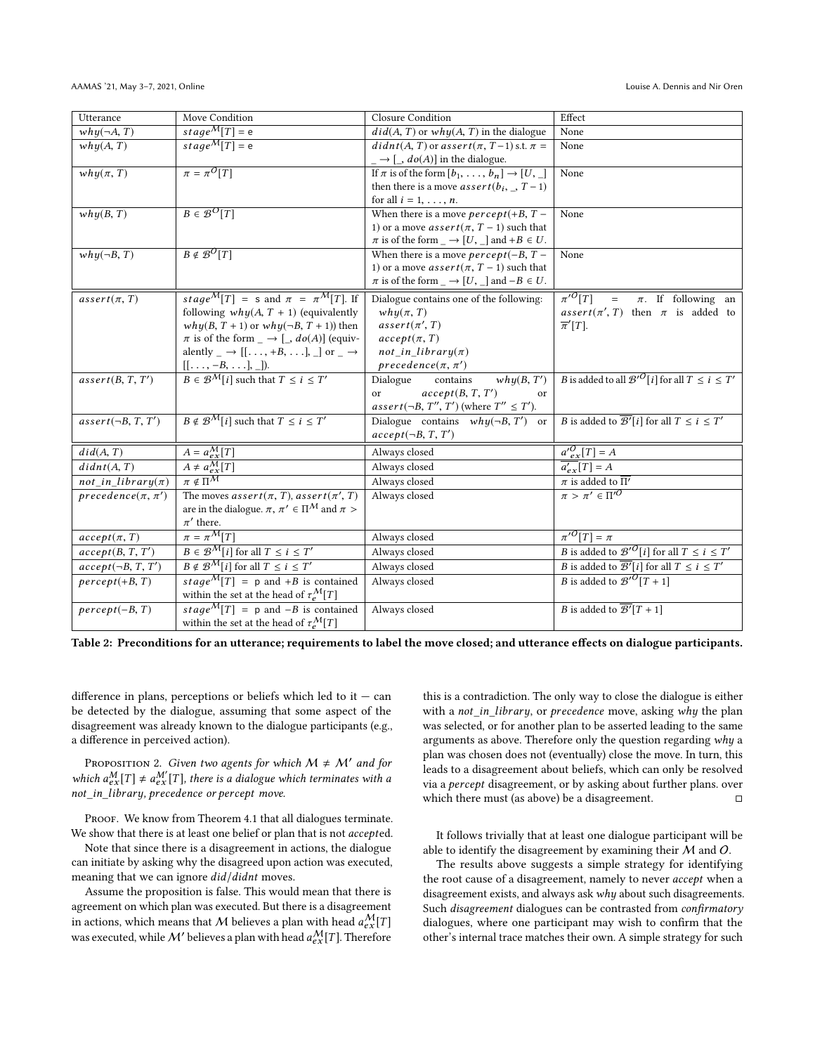| Utterance | Move Condition | Closure Condition | Effect |
| --- | --- | --- | --- |
| $why(\neg A, T)$ | $stage^{\mathcal{M}}[T] = \mathsf{e}$ | $did(A, T)$ or $why(A, T)$ in the dialogue | None |
| $why(A, T)$ | $stage^{\mathcal{M}}[T] = \mathsf{e}$ | $didnt(A, T)$ or $assert(\pi, T-1)$ s.t. $\pi = \_ \rightarrow [\_, do(A)]$ in the dialogue. | None |
| $why(\pi, T)$ | $\pi = \pi^{\mathcal{O}}[T]$ | If $\pi$ is of the form $[b_1, \ldots, b_n] \rightarrow [U, \_]$ then there is a move $assert(b_i, \_, T-1)$ for all $i = 1, \ldots, n$. | None |
| $why(B, T)$ | $B \in \mathcal{B}^{\mathcal{O}}[T]$ | When there is a move $percept(+B, T-1)$ or a move $assert(\pi, T-1)$ such that $\pi$ is of the form $\_ \rightarrow [U, \_]$ and $+B \in U$. | None |
| $why(\neg B, T)$ | $B \notin \mathcal{B}^{\mathcal{O}}[T]$ | When there is a move $percept(-B, T-1)$ or a move $assert(\pi, T-1)$ such that $\pi$ is of the form $\_ \rightarrow [U, \_]$ and $-B \in U$. | None |
| $assert(\pi, T)$ | $stage^{\mathcal{M}}[T] = \mathsf{s}$ and $\pi = \pi^{\mathcal{M}}[T]$. If following $why(A, T+1)$ (equivalently $why(B, T+1)$ or $why(\neg B, T+1)$) then $\pi$ is of the form $\_ \rightarrow [\_, do(A)]$ (equivalently $\_ \rightarrow [[\ldots, +B, \ldots], \_]$ or $\_ \rightarrow [[\ldots, -B, \ldots], \_]$). | Dialogue contains one of the following: $why(\pi, T)$ $assert(\pi', T)$ $accept(\pi, T)$ $not\_in\_library(\pi)$ $precedence(\pi, \pi')$ | $\pi'^{\mathcal{O}}[T] = \pi$. If following an $assert(\pi', T)$ then $\pi$ is added to $\overline{\pi}'[T]$. |
| $assert(B, T, T')$ | $B \in \mathcal{B}^{\mathcal{M}}[i]$ such that $T \leq i \leq T'$ | Dialogue contains $why(B, T')$ or $accept(B, T, T')$ or $assert(\neg B, T'', T')$ (where $T'' \leq T'$). | $B$ is added to all $\mathcal{B}'^{\mathcal{O}}[i]$ for all $T \leq i \leq T'$ |
| $assert(\neg B, T, T')$ | $B \notin \mathcal{B}^{\mathcal{M}}[i]$ such that $T \leq i \leq T'$ | Dialogue contains $why(\neg B, T')$ or $accept(\neg B, T, T')$ | $B$ is added to $\overline{\mathcal{B}'}[i]$ for all $T \leq i \leq T'$ |
| $did(A, T)$ | $A = a^{\mathcal{M}}_{ex}[T]$ | Always closed | $a'^{\mathcal{O}}_{ex}[T] = A$ |
| $didnt(A, T)$ | $A \neq a^{\mathcal{M}}_{ex}[T]$ | Always closed | $\overline{a'_{ex}}[T] = A$ |
| $not\_in\_library(\pi)$ | $\pi \notin \Pi^{\mathcal{M}}$ | Always closed | $\pi$ is added to $\overline{\Pi'}$ |
| $precedence(\pi, \pi')$ | The moves $assert(\pi, T)$, $assert(\pi', T)$ are in the dialogue. $\pi, \pi' \in \Pi^{\mathcal{M}}$ and $\pi > \pi'$ there. | Always closed | $\pi > \pi' \in \Pi'^{\mathcal{O}}$ |
| $accept(\pi, T)$ | $\pi = \pi^{\mathcal{M}}[T]$ | Always closed | $\pi'^{\mathcal{O}}[T] = \pi$ |
| $accept(B, T, T')$ | $B \in \mathcal{B}^{\mathcal{M}}[i]$ for all $T \leq i \leq T'$ | Always closed | $B$ is added to $\mathcal{B}'^{\mathcal{O}}[i]$ for all $T \leq i \leq T'$ |
| $accept(\neg B, T, T')$ | $B \notin \mathcal{B}^{\mathcal{M}}[i]$ for all $T \leq i \leq T'$ | Always closed | $B$ is added to $\overline{\mathcal{B}'}[i]$ for all $T \leq i \leq T'$ |
| $percept(+B, T)$ | $stage^{\mathcal{M}}[T] = \mathsf{p}$ and $+B$ is contained within the set at the head of $\tau^{\mathcal{M}}_{e}[T]$ | Always closed | $B$ is added to $\mathcal{B}'^{\mathcal{O}}[T+1]$ |
| $percept(-B, T)$ | $stage^{\mathcal{M}}[T] = \mathsf{p}$ and $-B$ is contained within the set at the head of $\tau^{\mathcal{M}}_{e}[T]$ | Always closed | $B$ is added to $\overline{\mathcal{B}'}[T+1]$ |

**Table 2: Preconditions for an utterance; requirements to label the move closed; and utterance effects on dialogue participants.**

difference in plans, perceptions or beliefs which led to it — can be detected by the dialogue, assuming that some aspect of the disagreement was already known to the dialogue participants (e.g., a difference in perceived action).

Proposition 2. *Given two agents for which $\mathcal{M} \neq \mathcal{M}'$ and for which $a^{\mathcal{M}}_{ex}[T] \neq a^{\mathcal{M}'}_{ex}[T]$, there is a dialogue which terminates with a not_in_library, precedence or percept move.*

Proof. We know from Theorem 4.1 that all dialogues terminate. We show that there is at least one belief or plan that is not *accept*ed.

Note that since there is a disagreement in actions, the dialogue can initiate by asking why the disagreed upon action was executed, meaning that we can ignore *did*/*didnt* moves.

Assume the proposition is false. This would mean that there is agreement on which plan was executed. But there is a disagreement in actions, which means that $\mathcal{M}$ believes a plan with head $a^{\mathcal{M}}_{ex}[T]$ was executed, while $\mathcal{M}'$ believes a plan with head $a^{\mathcal{M}}_{ex}[T]$. Therefore this is a contradiction. The only way to close the dialogue is either with a *not_in_library*, or *precedence* move, asking *why* the plan was selected, or for another plan to be asserted leading to the same arguments as above. Therefore only the question regarding *why* a plan was chosen does not (eventually) close the move. In turn, this leads to a disagreement about beliefs, which can only be resolved via a *percept* disagreement, or by asking about further plans. over which there must (as above) be a disagreement. □

It follows trivially that at least one dialogue participant will be able to identify the disagreement by examining their $\mathcal{M}$ and $\mathcal{O}$.

The results above suggests a simple strategy for identifying the root cause of a disagreement, namely to never *accept* when a disagreement exists, and always ask *why* about such disagreements. Such *disagreement* dialogues can be contrasted from *confirmatory* dialogues, where one participant may wish to confirm that the other's internal trace matches their own. A simple strategy for such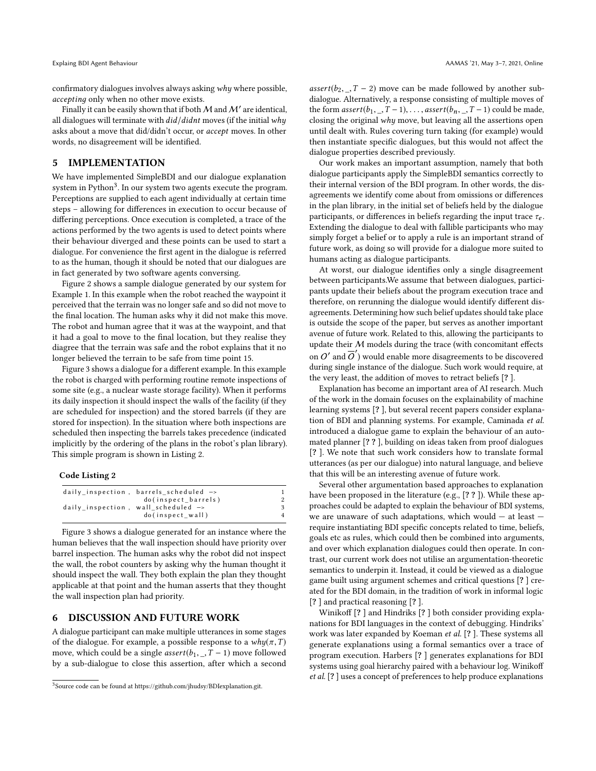confirmatory dialogues involves always asking *why* where possible, *accepting* only when no other move exists.

Finally it can be easily shown that if both $\mathcal{M}$ and $\mathcal{M}'$ are identical, all dialogues will terminate with *did*/*didnt* moves (if the initial *why* asks about a move that did/didn't occur, or *accept* moves. In other words, no disagreement will be identified.

## 5 IMPLEMENTATION

We have implemented SimpleBDI and our dialogue explanation system in Python[3]. In our system two agents execute the program. Perceptions are supplied to each agent individually at certain time steps – allowing for differences in execution to occur because of differing perceptions. Once execution is completed, a trace of the actions performed by the two agents is used to detect points where their behaviour diverged and these points can be used to start a dialogue. For convenience the first agent in the dialogue is referred to as the human, though it should be noted that our dialogues are in fact generated by two software agents conversing.

Figure 2 shows a sample dialogue generated by our system for Example 1. In this example when the robot reached the waypoint it perceived that the terrain was no longer safe and so did not move to the final location. The human asks why it did not make this move. The robot and human agree that it was at the waypoint, and that it had a goal to move to the final location, but they realise they diagree that the terrain was safe and the robot explains that it no longer believed the terrain to be safe from time point 15.

Figure 3 shows a dialogue for a different example. In this example the robot is charged with performing routine remote inspections of some site (e.g., a nuclear waste storage facility). When it performs its daily inspection it should inspect the walls of the facility (if they are scheduled for inspection) and the stored barrels (if they are stored for inspection). In the situation where both inspections are scheduled then inspecting the barrels takes precedence (indicated implicitly by the ordering of the plans in the robot's plan library). This simple program is shown in Listing 2.

**Code Listing 2**

```
daily_inspection, barrels_scheduled ->            1
                  do(inspect_barrels)             2
daily_inspection, wall_scheduled ->               3
                  do(inspect_wall)                4
```

Figure 3 shows a dialogue generated for an instance where the human believes that the wall inspection should have priority over barrel inspection. The human asks why the robot did not inspect the wall, the robot counters by asking why the human thought it should inspect the wall. They both explain the plan they thought applicable at that point and the human asserts that they thought the wall inspection plan had priority.

## 6 DISCUSSION AND FUTURE WORK

A dialogue participant can make multiple utterances in some stages of the dialogue. For example, a possible response to a $why(\pi, T)$ move, which could be a single $assert(b_1, \_, T-1)$ move followed by a sub-dialogue to close this assertion, after which a second $assert(b_2, \_, T-2)$ move can be made followed by another sub-dialogue. Alternatively, a response consisting of multiple moves of the form $assert(b_1, \_, T-1), \ldots, assert(b_n, \_, T-1)$ could be made, closing the original *why* move, but leaving all the assertions open until dealt with. Rules covering turn taking (for example) would then instantiate specific dialogues, but this would not affect the dialogue properties described previously.

Our work makes an important assumption, namely that both dialogue participants apply the SimpleBDI semantics correctly to their internal version of the BDI program. In other words, the disagreements we identify come about from omissions or differences in the plan library, in the initial set of beliefs held by the dialogue participants, or differences in beliefs regarding the input trace $\tau_e$. Extending the dialogue to deal with fallible participants who may simply forget a belief or to apply a rule is an important strand of future work, as doing so will provide for a dialogue more suited to humans acting as dialogue participants.

At worst, our dialogue identifies only a single disagreement between participants.We assume that between dialogues, participants update their beliefs about the program execution trace and therefore, on rerunning the dialogue would identify different disagreements. Determining how such belief updates should take place is outside the scope of the paper, but serves as another important avenue of future work. Related to this, allowing the participants to update their $\mathcal{M}$ models during the trace (with concomitant effects on $O'$ and $\overline{O}'$) would enable more disagreements to be discovered during single instance of the dialogue. Such work would require, at the very least, the addition of moves to retract beliefs [?].

Explanation has become an important area of AI research. Much of the work in the domain focuses on the explainability of machine learning systems [?], but several recent papers consider explanation of BDI and planning systems. For example, Caminada *et al.* introduced a dialogue game to explain the behaviour of an automated planner [? ?], building on ideas taken from proof dialogues [?]. We note that such work considers how to translate formal utterances (as per our dialogue) into natural language, and believe that this will be an interesting avenue of future work.

Several other argumentation based approaches to explanation have been proposed in the literature (e.g., [? ?]). While these approaches could be adapted to explain the behaviour of BDI systems, we are unaware of such adaptations, which would — at least — require instantiating BDI specific concepts related to time, beliefs, goals etc as rules, which could then be combined into arguments, and over which explanation dialogues could then operate. In contrast, our current work does not utilise an argumentation-theoretic semantics to underpin it. Instead, it could be viewed as a dialogue game built using argument schemes and critical questions [?] created for the BDI domain, in the tradition of work in informal logic [?] and practical reasoning [?].

Winikoff [?] and Hindriks [?] both consider providing explanations for BDI languages in the context of debugging. Hindriks' work was later expanded by Koeman *et al.* [?]. These systems all generate explanations using a formal semantics over a trace of program execution. Harbers [?] generates explanations for BDI systems using goal hierarchy paired with a behaviour log. Winikoff *et al.* [?] uses a concept of preferences to help produce explanations

[3] Source code can be found at https://github.com/jhudsy/BDIexplanation.git.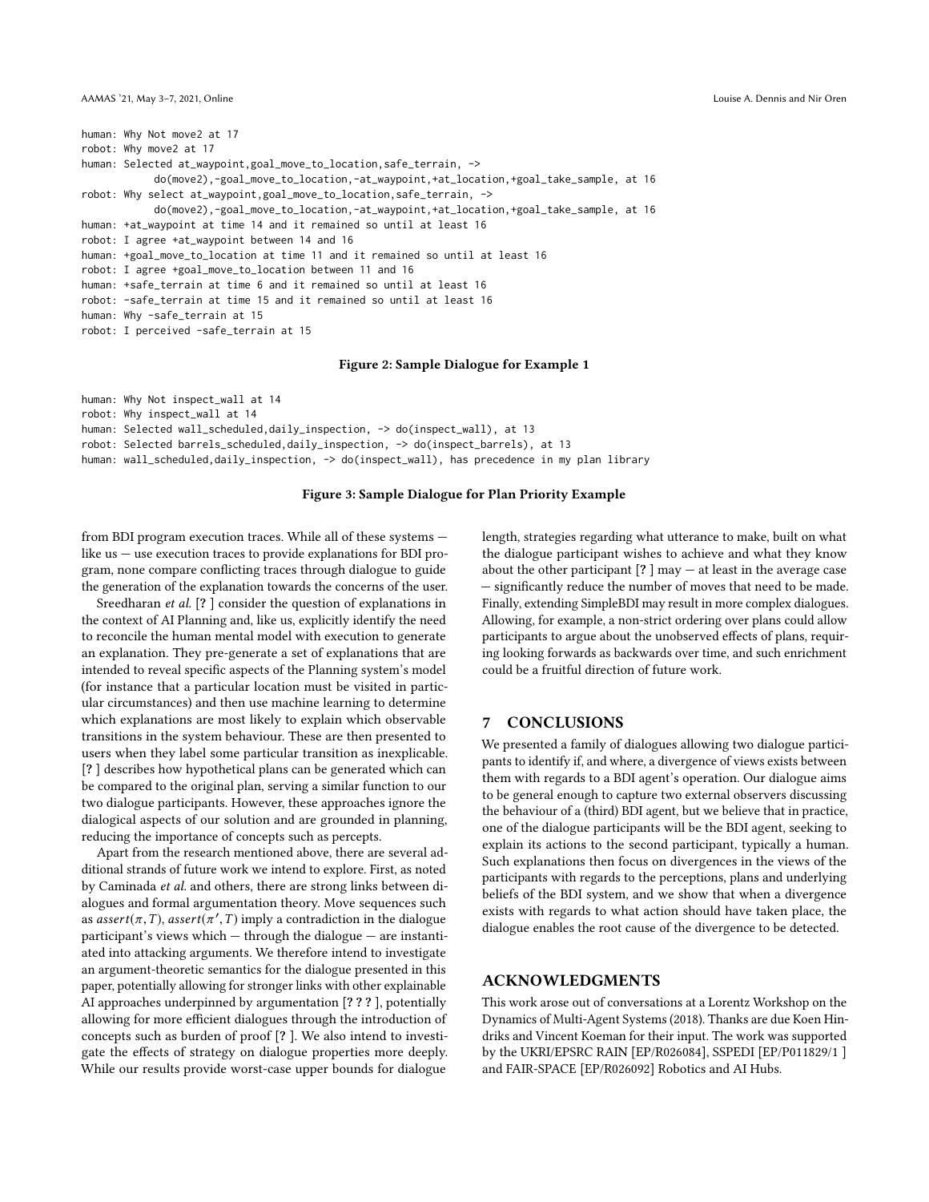```
human: Why Not move2 at 17
robot: Why move2 at 17
human: Selected at_waypoint,goal_move_to_location,safe_terrain, ->
          do(move2),-goal_move_to_location,-at_waypoint,+at_location,+goal_take_sample, at 16
robot: Why select at_waypoint,goal_move_to_location,safe_terrain, ->
          do(move2),-goal_move_to_location,-at_waypoint,+at_location,+goal_take_sample, at 16
human: +at_waypoint at time 14 and it remained so until at least 16
robot: I agree +at_waypoint between 14 and 16
human: +goal_move_to_location at time 11 and it remained so until at least 16
robot: I agree +goal_move_to_location between 11 and 16
human: +safe_terrain at time 6 and it remained so until at least 16
robot: -safe_terrain at time 15 and it remained so until at least 16
human: Why -safe_terrain at 15
robot: I perceived -safe_terrain at 15
```

**Figure 2: Sample Dialogue for Example 1**

```
human: Why Not inspect_wall at 14
robot: Why inspect_wall at 14
human: Selected wall_scheduled,daily_inspection, -> do(inspect_wall), at 13
robot: Selected barrels_scheduled,daily_inspection, -> do(inspect_barrels), at 13
human: wall_scheduled,daily_inspection, -> do(inspect_wall), has precedence in my plan library
```

**Figure 3: Sample Dialogue for Plan Priority Example**

from BDI program execution traces. While all of these systems — like us — use execution traces to provide explanations for BDI program, none compare conflicting traces through dialogue to guide the generation of the explanation towards the concerns of the user.

Sreedharan *et al.* [? ] consider the question of explanations in the context of AI Planning and, like us, explicitly identify the need to reconcile the human mental model with execution to generate an explanation. They pre-generate a set of explanations that are intended to reveal specific aspects of the Planning system's model (for instance that a particular location must be visited in particular circumstances) and then use machine learning to determine which explanations are most likely to explain which observable transitions in the system behaviour. These are then presented to users when they label some particular transition as inexplicable. [? ] describes how hypothetical plans can be generated which can be compared to the original plan, serving a similar function to our two dialogue participants. However, these approaches ignore the dialogical aspects of our solution and are grounded in planning, reducing the importance of concepts such as percepts.

Apart from the research mentioned above, there are several additional strands of future work we intend to explore. First, as noted by Caminada *et al.* and others, there are strong links between dialogues and formal argumentation theory. Move sequences such as $assert(\pi, T)$, $assert(\pi', T)$ imply a contradiction in the dialogue participant's views which — through the dialogue — are instantiated into attacking arguments. We therefore intend to investigate an argument-theoretic semantics for the dialogue presented in this paper, potentially allowing for stronger links with other explainable AI approaches underpinned by argumentation [? ? ? ], potentially allowing for more efficient dialogues through the introduction of concepts such as burden of proof [? ]. We also intend to investigate the effects of strategy on dialogue properties more deeply. While our results provide worst-case upper bounds for dialogue length, strategies regarding what utterance to make, built on what the dialogue participant wishes to achieve and what they know about the other participant [? ] may — at least in the average case — significantly reduce the number of moves that need to be made. Finally, extending SimpleBDI may result in more complex dialogues. Allowing, for example, a non-strict ordering over plans could allow participants to argue about the unobserved effects of plans, requiring looking forwards as backwards over time, and such enrichment could be a fruitful direction of future work.

## 7 CONCLUSIONS

We presented a family of dialogues allowing two dialogue participants to identify if, and where, a divergence of views exists between them with regards to a BDI agent's operation. Our dialogue aims to be general enough to capture two external observers discussing the behaviour of a (third) BDI agent, but we believe that in practice, one of the dialogue participants will be the BDI agent, seeking to explain its actions to the second participant, typically a human. Such explanations then focus on divergences in the views of the participants with regards to the perceptions, plans and underlying beliefs of the BDI system, and we show that when a divergence exists with regards to what action should have taken place, the dialogue enables the root cause of the divergence to be detected.

## ACKNOWLEDGMENTS

This work arose out of conversations at a Lorentz Workshop on the Dynamics of Multi-Agent Systems (2018). Thanks are due Koen Hindriks and Vincent Koeman for their input. The work was supported by the UKRI/EPSRC RAIN [EP/R026084], SSPEDI [EP/P011829/1 ] and FAIR-SPACE [EP/R026092] Robotics and AI Hubs.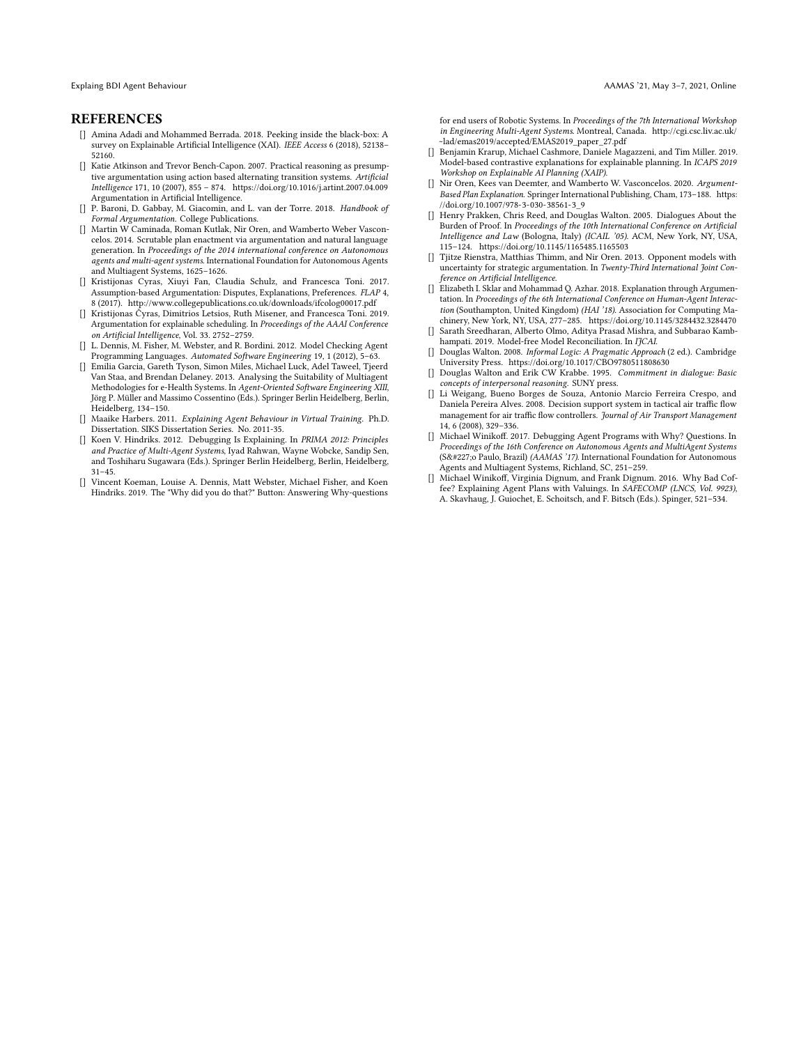## REFERENCES

- [] Amina Adadi and Mohammed Berrada. 2018. Peeking inside the black-box: A survey on Explainable Artificial Intelligence (XAI). *IEEE Access* 6 (2018), 52138–52160.
- [] Katie Atkinson and Trevor Bench-Capon. 2007. Practical reasoning as presumptive argumentation using action based alternating transition systems. *Artificial Intelligence* 171, 10 (2007), 855 – 874. https://doi.org/10.1016/j.artint.2007.04.009 Argumentation in Artificial Intelligence.
- [] P. Baroni, D. Gabbay, M. Giacomin, and L. van der Torre. 2018. *Handbook of Formal Argumentation*. College Publications.
- [] Martin W Caminada, Roman Kutlak, Nir Oren, and Wamberto Weber Vasconcelos. 2014. Scrutable plan enactment via argumentation and natural language generation. In *Proceedings of the 2014 international conference on Autonomous agents and multi-agent systems*. International Foundation for Autonomous Agents and Multiagent Systems, 1625–1626.
- [] Kristijonas Cyras, Xiuyi Fan, Claudia Schulz, and Francesca Toni. 2017. Assumption-based Argumentation: Disputes, Explanations, Preferences. *FLAP* 4, 8 (2017). http://www.collegepublications.co.uk/downloads/ifcolog00017.pdf
- [] Kristijonas Čyras, Dimitrios Letsios, Ruth Misener, and Francesca Toni. 2019. Argumentation for explainable scheduling. In *Proceedings of the AAAI Conference on Artificial Intelligence*, Vol. 33. 2752–2759.
- [] L. Dennis, M. Fisher, M. Webster, and R. Bordini. 2012. Model Checking Agent Programming Languages. *Automated Software Engineering* 19, 1 (2012), 5–63.
- [] Emilia Garcia, Gareth Tyson, Simon Miles, Michael Luck, Adel Taweel, Tjeerd Van Staa, and Brendan Delaney. 2013. Analysing the Suitability of Multiagent Methodologies for e-Health Systems. In *Agent-Oriented Software Engineering XIII*, Jörg P. Müller and Massimo Cossentino (Eds.). Springer Berlin Heidelberg, Berlin, Heidelberg, 134–150.
- [] Maaike Harbers. 2011. *Explaining Agent Behaviour in Virtual Training*. Ph.D. Dissertation. SIKS Dissertation Series. No. 2011-35.
- [] Koen V. Hindriks. 2012. Debugging Is Explaining. In *PRIMA 2012: Principles and Practice of Multi-Agent Systems*, Iyad Rahwan, Wayne Wobcke, Sandip Sen, and Toshiharu Sugawara (Eds.). Springer Berlin Heidelberg, Berlin, Heidelberg, 31–45.
- [] Vincent Koeman, Louise A. Dennis, Matt Webster, Michael Fisher, and Koen Hindriks. 2019. The "Why did you do that?" Button: Answering Why-questions for end users of Robotic Systems. In *Proceedings of the 7th International Workshop in Engineering Multi-Agent Systems*. Montreal, Canada. http://cgi.csc.liv.ac.uk/~lad/emas2019/accepted/EMAS2019_paper_27.pdf
- [] Benjamin Krarup, Michael Cashmore, Daniele Magazzeni, and Tim Miller. 2019. Model-based contrastive explanations for explainable planning. In *ICAPS 2019 Workshop on Explainable AI Planning (XAIP)*.
- [] Nir Oren, Kees van Deemter, and Wamberto W. Vasconcelos. 2020. *Argument-Based Plan Explanation*. Springer International Publishing, Cham, 173–188. https://doi.org/10.1007/978-3-030-38561-3_9
- [] Henry Prakken, Chris Reed, and Douglas Walton. 2005. Dialogues About the Burden of Proof. In *Proceedings of the 10th International Conference on Artificial Intelligence and Law* (Bologna, Italy) *(ICAIL '05)*. ACM, New York, NY, USA, 115–124. https://doi.org/10.1145/1165485.1165503
- [] Tjitze Rienstra, Matthias Thimm, and Nir Oren. 2013. Opponent models with uncertainty for strategic argumentation. In *Twenty-Third International Joint Conference on Artificial Intelligence*.
- [] Elizabeth I. Sklar and Mohammad Q. Azhar. 2018. Explanation through Argumentation. In *Proceedings of the 6th International Conference on Human-Agent Interaction* (Southampton, United Kingdom) *(HAI '18)*. Association for Computing Machinery, New York, NY, USA, 277–285. https://doi.org/10.1145/3284432.3284470
- [] Sarath Sreedharan, Alberto Olmo, Aditya Prasad Mishra, and Subbarao Kambhampati. 2019. Model-free Model Reconciliation. In *IJCAI*.
- [] Douglas Walton. 2008. *Informal Logic: A Pragmatic Approach* (2 ed.). Cambridge University Press. https://doi.org/10.1017/CBO9780511808630
- [] Douglas Walton and Erik CW Krabbe. 1995. *Commitment in dialogue: Basic concepts of interpersonal reasoning*. SUNY press.
- [] Li Weigang, Bueno Borges de Souza, Antonio Marcio Ferreira Crespo, and Daniela Pereira Alves. 2008. Decision support system in tactical air traffic flow management for air traffic flow controllers. *Journal of Air Transport Management* 14, 6 (2008), 329–336.
- [] Michael Winikoff. 2017. Debugging Agent Programs with Why? Questions. In *Proceedings of the 16th Conference on Autonomous Agents and MultiAgent Systems* (S&#227;o Paulo, Brazil) *(AAMAS '17)*. International Foundation for Autonomous Agents and Multiagent Systems, Richland, SC, 251–259.
- [] Michael Winikoff, Virginia Dignum, and Frank Dignum. 2016. Why Bad Coffee? Explaining Agent Plans with Valuings. In *SAFECOMP (LNCS, Vol. 9923)*, A. Skavhaug, J. Guiochet, E. Schoitsch, and F. Bitsch (Eds.). Spinger, 521–534.